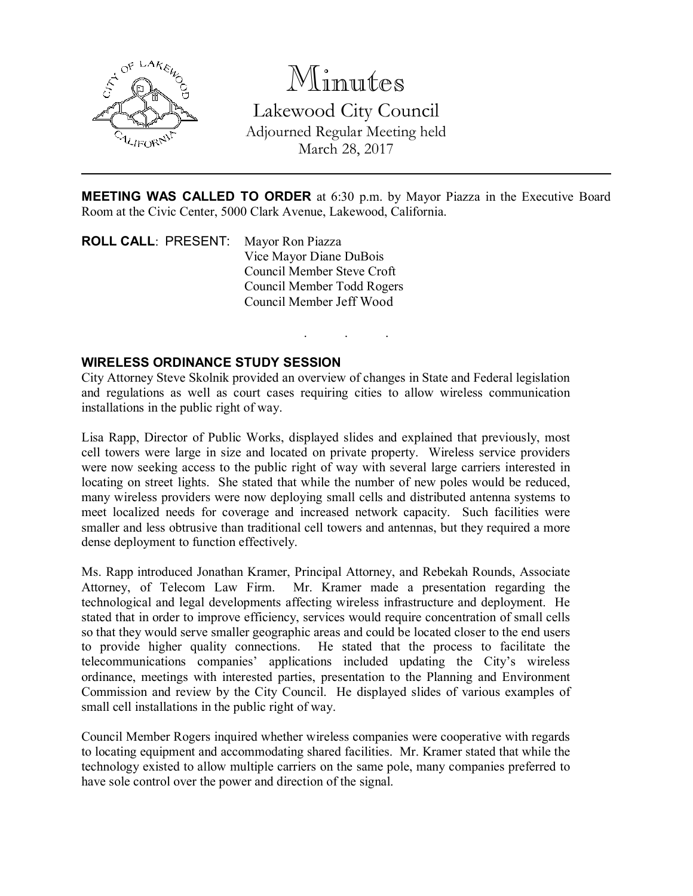# Minutes

## Lakewood City Council

Adjourned Regular Meeting held
March 28, 2017

---

**MEETING WAS CALLED TO ORDER** at 6:30 p.m. by Mayor Piazza in the Executive Board Room at the Civic Center, 5000 Clark Avenue, Lakewood, California.

**ROLL CALL**: PRESENT: Mayor Ron Piazza
Vice Mayor Diane DuBois
Council Member Steve Croft
Council Member Todd Rogers
Council Member Jeff Wood

. . .

### WIRELESS ORDINANCE STUDY SESSION

City Attorney Steve Skolnik provided an overview of changes in State and Federal legislation and regulations as well as court cases requiring cities to allow wireless communication installations in the public right of way.

Lisa Rapp, Director of Public Works, displayed slides and explained that previously, most cell towers were large in size and located on private property. Wireless service providers were now seeking access to the public right of way with several large carriers interested in locating on street lights. She stated that while the number of new poles would be reduced, many wireless providers were now deploying small cells and distributed antenna systems to meet localized needs for coverage and increased network capacity. Such facilities were smaller and less obtrusive than traditional cell towers and antennas, but they required a more dense deployment to function effectively.

Ms. Rapp introduced Jonathan Kramer, Principal Attorney, and Rebekah Rounds, Associate Attorney, of Telecom Law Firm. Mr. Kramer made a presentation regarding the technological and legal developments affecting wireless infrastructure and deployment. He stated that in order to improve efficiency, services would require concentration of small cells so that they would serve smaller geographic areas and could be located closer to the end users to provide higher quality connections. He stated that the process to facilitate the telecommunications companies' applications included updating the City's wireless ordinance, meetings with interested parties, presentation to the Planning and Environment Commission and review by the City Council. He displayed slides of various examples of small cell installations in the public right of way.

Council Member Rogers inquired whether wireless companies were cooperative with regards to locating equipment and accommodating shared facilities. Mr. Kramer stated that while the technology existed to allow multiple carriers on the same pole, many companies preferred to have sole control over the power and direction of the signal.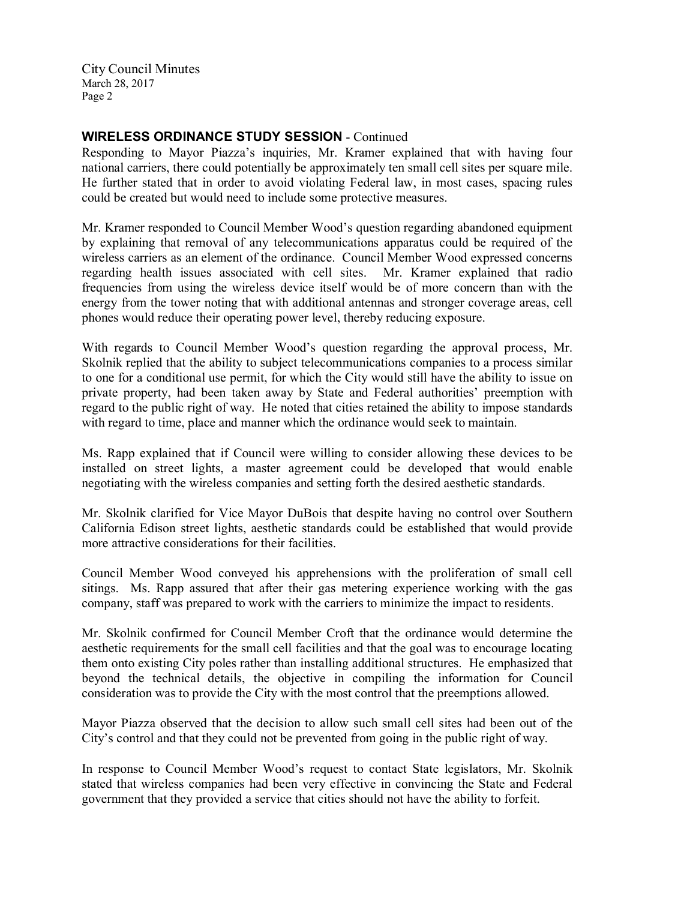### WIRELESS ORDINANCE STUDY SESSION - Continued

Responding to Mayor Piazza's inquiries, Mr. Kramer explained that with having four national carriers, there could potentially be approximately ten small cell sites per square mile. He further stated that in order to avoid violating Federal law, in most cases, spacing rules could be created but would need to include some protective measures.

Mr. Kramer responded to Council Member Wood's question regarding abandoned equipment by explaining that removal of any telecommunications apparatus could be required of the wireless carriers as an element of the ordinance. Council Member Wood expressed concerns regarding health issues associated with cell sites. Mr. Kramer explained that radio frequencies from using the wireless device itself would be of more concern than with the energy from the tower noting that with additional antennas and stronger coverage areas, cell phones would reduce their operating power level, thereby reducing exposure.

With regards to Council Member Wood's question regarding the approval process, Mr. Skolnik replied that the ability to subject telecommunications companies to a process similar to one for a conditional use permit, for which the City would still have the ability to issue on private property, had been taken away by State and Federal authorities' preemption with regard to the public right of way. He noted that cities retained the ability to impose standards with regard to time, place and manner which the ordinance would seek to maintain.

Ms. Rapp explained that if Council were willing to consider allowing these devices to be installed on street lights, a master agreement could be developed that would enable negotiating with the wireless companies and setting forth the desired aesthetic standards.

Mr. Skolnik clarified for Vice Mayor DuBois that despite having no control over Southern California Edison street lights, aesthetic standards could be established that would provide more attractive considerations for their facilities.

Council Member Wood conveyed his apprehensions with the proliferation of small cell sitings. Ms. Rapp assured that after their gas metering experience working with the gas company, staff was prepared to work with the carriers to minimize the impact to residents.

Mr. Skolnik confirmed for Council Member Croft that the ordinance would determine the aesthetic requirements for the small cell facilities and that the goal was to encourage locating them onto existing City poles rather than installing additional structures. He emphasized that beyond the technical details, the objective in compiling the information for Council consideration was to provide the City with the most control that the preemptions allowed.

Mayor Piazza observed that the decision to allow such small cell sites had been out of the City's control and that they could not be prevented from going in the public right of way.

In response to Council Member Wood's request to contact State legislators, Mr. Skolnik stated that wireless companies had been very effective in convincing the State and Federal government that they provided a service that cities should not have the ability to forfeit.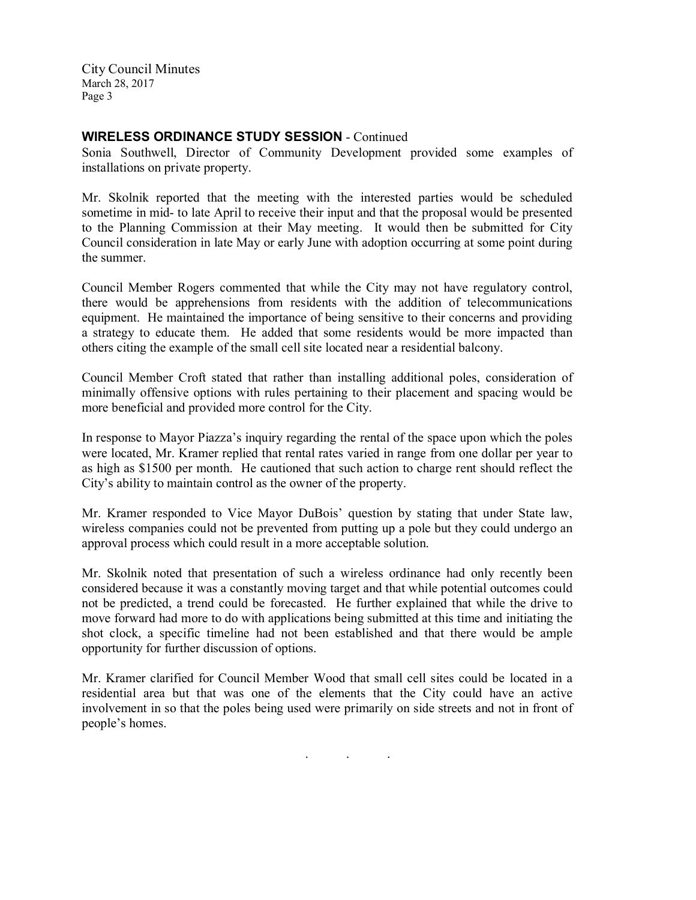## WIRELESS ORDINANCE STUDY SESSION - Continued

Sonia Southwell, Director of Community Development provided some examples of installations on private property.

Mr. Skolnik reported that the meeting with the interested parties would be scheduled sometime in mid- to late April to receive their input and that the proposal would be presented to the Planning Commission at their May meeting. It would then be submitted for City Council consideration in late May or early June with adoption occurring at some point during the summer.

Council Member Rogers commented that while the City may not have regulatory control, there would be apprehensions from residents with the addition of telecommunications equipment. He maintained the importance of being sensitive to their concerns and providing a strategy to educate them. He added that some residents would be more impacted than others citing the example of the small cell site located near a residential balcony.

Council Member Croft stated that rather than installing additional poles, consideration of minimally offensive options with rules pertaining to their placement and spacing would be more beneficial and provided more control for the City.

In response to Mayor Piazza's inquiry regarding the rental of the space upon which the poles were located, Mr. Kramer replied that rental rates varied in range from one dollar per year to as high as $1500 per month. He cautioned that such action to charge rent should reflect the City's ability to maintain control as the owner of the property.

Mr. Kramer responded to Vice Mayor DuBois' question by stating that under State law, wireless companies could not be prevented from putting up a pole but they could undergo an approval process which could result in a more acceptable solution.

Mr. Skolnik noted that presentation of such a wireless ordinance had only recently been considered because it was a constantly moving target and that while potential outcomes could not be predicted, a trend could be forecasted. He further explained that while the drive to move forward had more to do with applications being submitted at this time and initiating the shot clock, a specific timeline had not been established and that there would be ample opportunity for further discussion of options.

Mr. Kramer clarified for Council Member Wood that small cell sites could be located in a residential area but that was one of the elements that the City could have an active involvement in so that the poles being used were primarily on side streets and not in front of people's homes.

. . .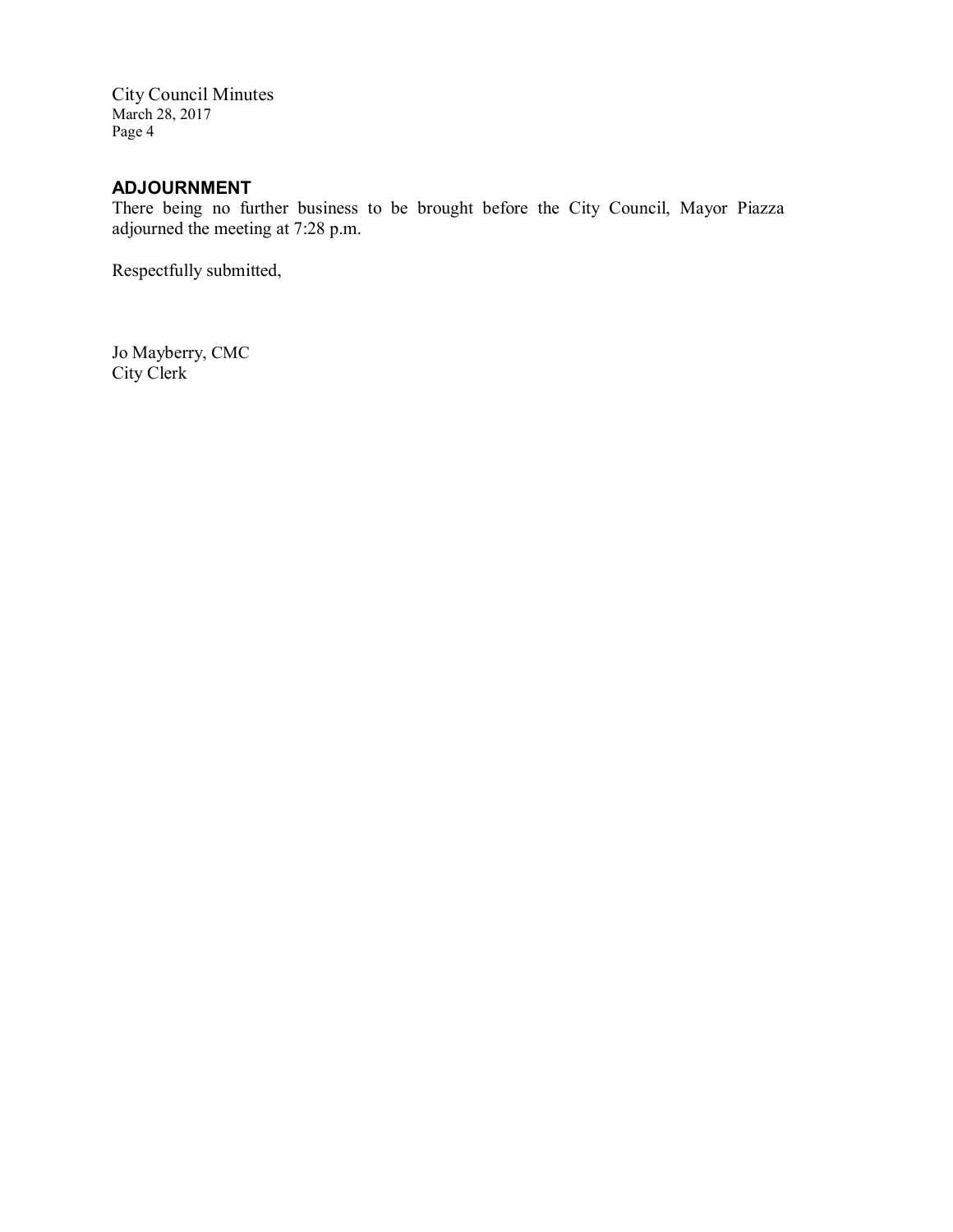## ADJOURNMENT

There being no further business to be brought before the City Council, Mayor Piazza adjourned the meeting at 7:28 p.m.

Respectfully submitted,

Jo Mayberry, CMC
City Clerk